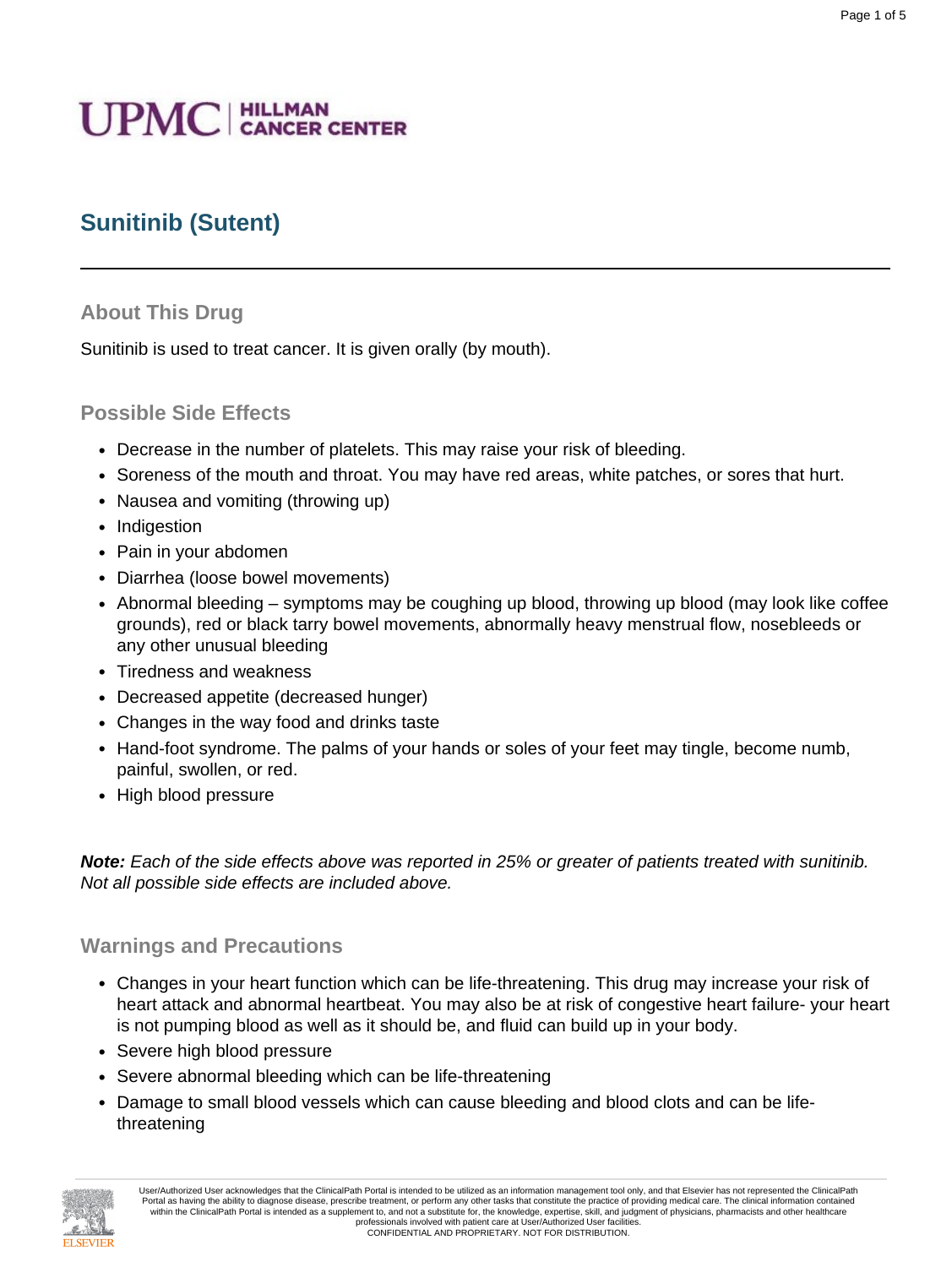UPMC | HILLMAN CANCER CENTER

# Sunitinib (Sutent)

## About This Drug

Sunitinib is used to treat cancer. It is given orally (by mouth).

## Possible Side Effects

- Decrease in the number of platelets. This may raise your risk of bleeding.
- Soreness of the mouth and throat. You may have red areas, white patches, or sores that hurt.
- Nausea and vomiting (throwing up)
- Indigestion
- Pain in your abdomen
- Diarrhea (loose bowel movements)
- Abnormal bleeding – symptoms may be coughing up blood, throwing up blood (may look like coffee grounds), red or black tarry bowel movements, abnormally heavy menstrual flow, nosebleeds or any other unusual bleeding
- Tiredness and weakness
- Decreased appetite (decreased hunger)
- Changes in the way food and drinks taste
- Hand-foot syndrome. The palms of your hands or soles of your feet may tingle, become numb, painful, swollen, or red.
- High blood pressure

***Note:*** *Each of the side effects above was reported in 25% or greater of patients treated with sunitinib. Not all possible side effects are included above.*

## Warnings and Precautions

- Changes in your heart function which can be life-threatening. This drug may increase your risk of heart attack and abnormal heartbeat. You may also be at risk of congestive heart failure- your heart is not pumping blood as well as it should be, and fluid can build up in your body.
- Severe high blood pressure
- Severe abnormal bleeding which can be life-threatening
- Damage to small blood vessels which can cause bleeding and blood clots and can be life-threatening

User/Authorized User acknowledges that the ClinicalPath Portal is intended to be utilized as an information management tool only, and that Elsevier has not represented the ClinicalPath Portal as having the ability to diagnose disease, prescribe treatment, or perform any other tasks that constitute the practice of providing medical care. The clinical information contained within the ClinicalPath Portal is intended as a supplement to, and not a substitute for, the knowledge, expertise, skill, and judgment of physicians, pharmacists and other healthcare professionals involved with patient care at User/Authorized User facilities.
CONFIDENTIAL AND PROPRIETARY. NOT FOR DISTRIBUTION.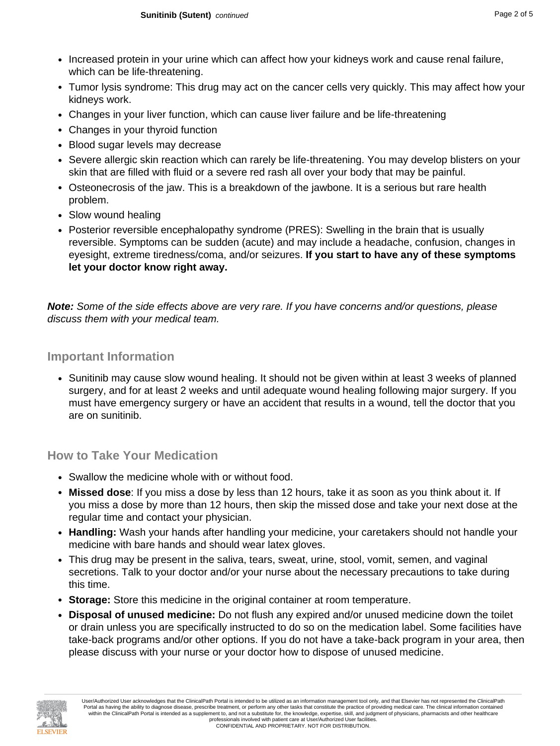- Increased protein in your urine which can affect how your kidneys work and cause renal failure, which can be life-threatening.
- Tumor lysis syndrome: This drug may act on the cancer cells very quickly. This may affect how your kidneys work.
- Changes in your liver function, which can cause liver failure and be life-threatening
- Changes in your thyroid function
- Blood sugar levels may decrease
- Severe allergic skin reaction which can rarely be life-threatening. You may develop blisters on your skin that are filled with fluid or a severe red rash all over your body that may be painful.
- Osteonecrosis of the jaw. This is a breakdown of the jawbone. It is a serious but rare health problem.
- Slow wound healing
- Posterior reversible encephalopathy syndrome (PRES): Swelling in the brain that is usually reversible. Symptoms can be sudden (acute) and may include a headache, confusion, changes in eyesight, extreme tiredness/coma, and/or seizures. **If you start to have any of these symptoms let your doctor know right away.**

***Note:*** *Some of the side effects above are very rare. If you have concerns and/or questions, please discuss them with your medical team.*

## Important Information

- Sunitinib may cause slow wound healing. It should not be given within at least 3 weeks of planned surgery, and for at least 2 weeks and until adequate wound healing following major surgery. If you must have emergency surgery or have an accident that results in a wound, tell the doctor that you are on sunitinib.

## How to Take Your Medication

- Swallow the medicine whole with or without food.
- **Missed dose**: If you miss a dose by less than 12 hours, take it as soon as you think about it. If you miss a dose by more than 12 hours, then skip the missed dose and take your next dose at the regular time and contact your physician.
- **Handling:** Wash your hands after handling your medicine, your caretakers should not handle your medicine with bare hands and should wear latex gloves.
- This drug may be present in the saliva, tears, sweat, urine, stool, vomit, semen, and vaginal secretions. Talk to your doctor and/or your nurse about the necessary precautions to take during this time.
- **Storage:** Store this medicine in the original container at room temperature.
- **Disposal of unused medicine:** Do not flush any expired and/or unused medicine down the toilet or drain unless you are specifically instructed to do so on the medication label. Some facilities have take-back programs and/or other options. If you do not have a take-back program in your area, then please discuss with your nurse or your doctor how to dispose of unused medicine.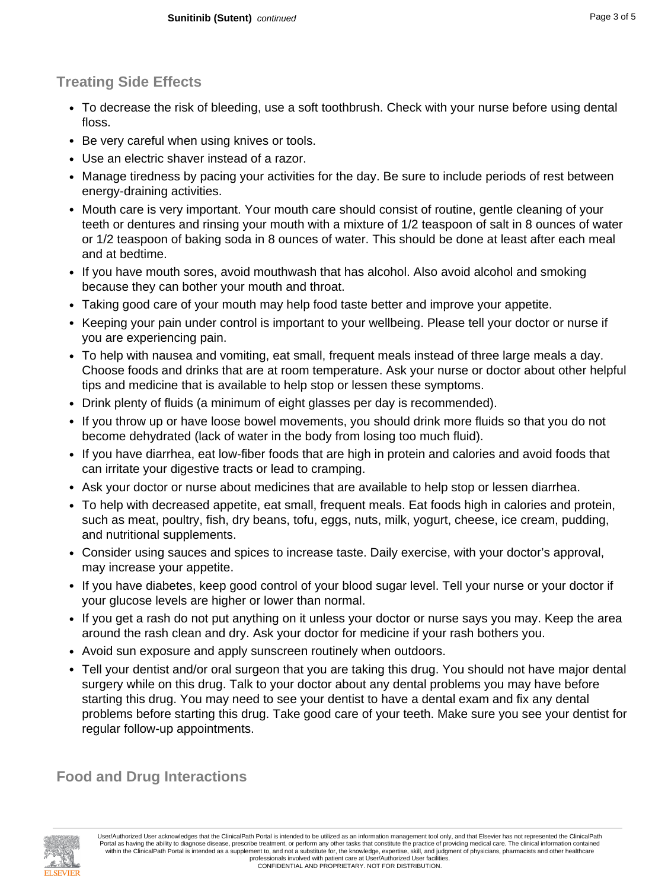## Treating Side Effects

- To decrease the risk of bleeding, use a soft toothbrush. Check with your nurse before using dental floss.
- Be very careful when using knives or tools.
- Use an electric shaver instead of a razor.
- Manage tiredness by pacing your activities for the day. Be sure to include periods of rest between energy-draining activities.
- Mouth care is very important. Your mouth care should consist of routine, gentle cleaning of your teeth or dentures and rinsing your mouth with a mixture of 1/2 teaspoon of salt in 8 ounces of water or 1/2 teaspoon of baking soda in 8 ounces of water. This should be done at least after each meal and at bedtime.
- If you have mouth sores, avoid mouthwash that has alcohol. Also avoid alcohol and smoking because they can bother your mouth and throat.
- Taking good care of your mouth may help food taste better and improve your appetite.
- Keeping your pain under control is important to your wellbeing. Please tell your doctor or nurse if you are experiencing pain.
- To help with nausea and vomiting, eat small, frequent meals instead of three large meals a day. Choose foods and drinks that are at room temperature. Ask your nurse or doctor about other helpful tips and medicine that is available to help stop or lessen these symptoms.
- Drink plenty of fluids (a minimum of eight glasses per day is recommended).
- If you throw up or have loose bowel movements, you should drink more fluids so that you do not become dehydrated (lack of water in the body from losing too much fluid).
- If you have diarrhea, eat low-fiber foods that are high in protein and calories and avoid foods that can irritate your digestive tracts or lead to cramping.
- Ask your doctor or nurse about medicines that are available to help stop or lessen diarrhea.
- To help with decreased appetite, eat small, frequent meals. Eat foods high in calories and protein, such as meat, poultry, fish, dry beans, tofu, eggs, nuts, milk, yogurt, cheese, ice cream, pudding, and nutritional supplements.
- Consider using sauces and spices to increase taste. Daily exercise, with your doctor's approval, may increase your appetite.
- If you have diabetes, keep good control of your blood sugar level. Tell your nurse or your doctor if your glucose levels are higher or lower than normal.
- If you get a rash do not put anything on it unless your doctor or nurse says you may. Keep the area around the rash clean and dry. Ask your doctor for medicine if your rash bothers you.
- Avoid sun exposure and apply sunscreen routinely when outdoors.
- Tell your dentist and/or oral surgeon that you are taking this drug. You should not have major dental surgery while on this drug. Talk to your doctor about any dental problems you may have before starting this drug. You may need to see your dentist to have a dental exam and fix any dental problems before starting this drug. Take good care of your teeth. Make sure you see your dentist for regular follow-up appointments.

## Food and Drug Interactions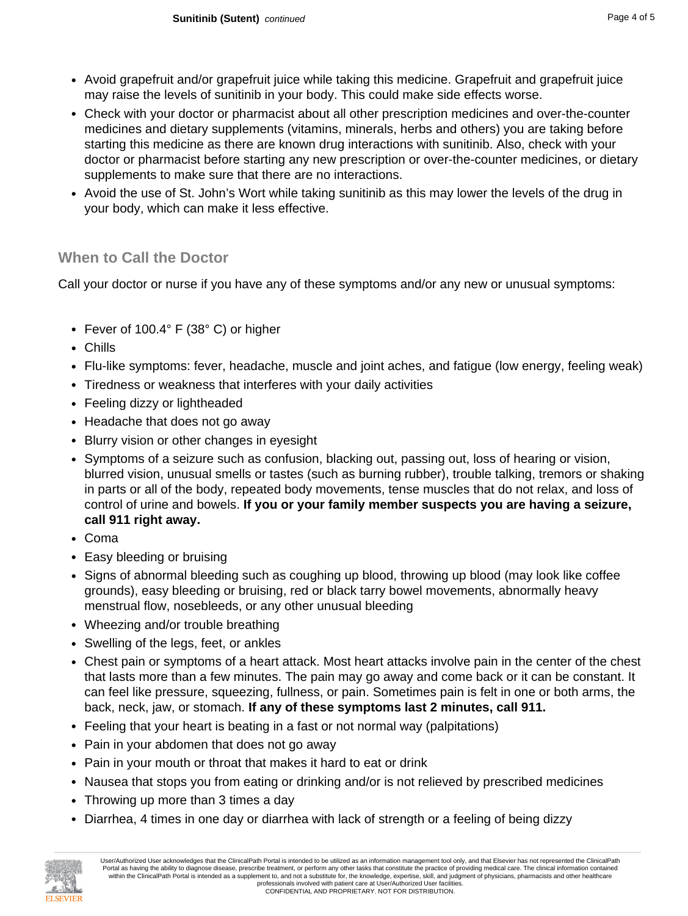- Avoid grapefruit and/or grapefruit juice while taking this medicine. Grapefruit and grapefruit juice may raise the levels of sunitinib in your body. This could make side effects worse.
- Check with your doctor or pharmacist about all other prescription medicines and over-the-counter medicines and dietary supplements (vitamins, minerals, herbs and others) you are taking before starting this medicine as there are known drug interactions with sunitinib. Also, check with your doctor or pharmacist before starting any new prescription or over-the-counter medicines, or dietary supplements to make sure that there are no interactions.
- Avoid the use of St. John's Wort while taking sunitinib as this may lower the levels of the drug in your body, which can make it less effective.

## When to Call the Doctor

Call your doctor or nurse if you have any of these symptoms and/or any new or unusual symptoms:

- Fever of 100.4° F (38° C) or higher
- Chills
- Flu-like symptoms: fever, headache, muscle and joint aches, and fatigue (low energy, feeling weak)
- Tiredness or weakness that interferes with your daily activities
- Feeling dizzy or lightheaded
- Headache that does not go away
- Blurry vision or other changes in eyesight
- Symptoms of a seizure such as confusion, blacking out, passing out, loss of hearing or vision, blurred vision, unusual smells or tastes (such as burning rubber), trouble talking, tremors or shaking in parts or all of the body, repeated body movements, tense muscles that do not relax, and loss of control of urine and bowels. **If you or your family member suspects you are having a seizure, call 911 right away.**
- Coma
- Easy bleeding or bruising
- Signs of abnormal bleeding such as coughing up blood, throwing up blood (may look like coffee grounds), easy bleeding or bruising, red or black tarry bowel movements, abnormally heavy menstrual flow, nosebleeds, or any other unusual bleeding
- Wheezing and/or trouble breathing
- Swelling of the legs, feet, or ankles
- Chest pain or symptoms of a heart attack. Most heart attacks involve pain in the center of the chest that lasts more than a few minutes. The pain may go away and come back or it can be constant. It can feel like pressure, squeezing, fullness, or pain. Sometimes pain is felt in one or both arms, the back, neck, jaw, or stomach. **If any of these symptoms last 2 minutes, call 911.**
- Feeling that your heart is beating in a fast or not normal way (palpitations)
- Pain in your abdomen that does not go away
- Pain in your mouth or throat that makes it hard to eat or drink
- Nausea that stops you from eating or drinking and/or is not relieved by prescribed medicines
- Throwing up more than 3 times a day
- Diarrhea, 4 times in one day or diarrhea with lack of strength or a feeling of being dizzy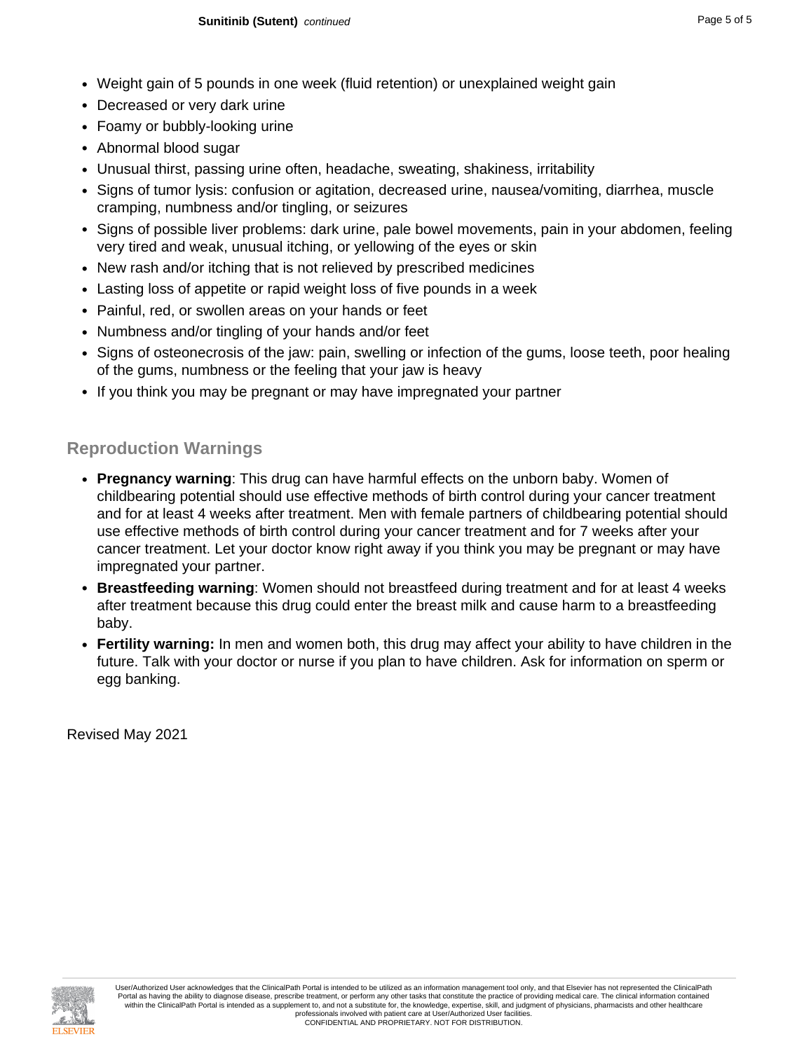- Weight gain of 5 pounds in one week (fluid retention) or unexplained weight gain
- Decreased or very dark urine
- Foamy or bubbly-looking urine
- Abnormal blood sugar
- Unusual thirst, passing urine often, headache, sweating, shakiness, irritability
- Signs of tumor lysis: confusion or agitation, decreased urine, nausea/vomiting, diarrhea, muscle cramping, numbness and/or tingling, or seizures
- Signs of possible liver problems: dark urine, pale bowel movements, pain in your abdomen, feeling very tired and weak, unusual itching, or yellowing of the eyes or skin
- New rash and/or itching that is not relieved by prescribed medicines
- Lasting loss of appetite or rapid weight loss of five pounds in a week
- Painful, red, or swollen areas on your hands or feet
- Numbness and/or tingling of your hands and/or feet
- Signs of osteonecrosis of the jaw: pain, swelling or infection of the gums, loose teeth, poor healing of the gums, numbness or the feeling that your jaw is heavy
- If you think you may be pregnant or may have impregnated your partner

## Reproduction Warnings

- **Pregnancy warning**: This drug can have harmful effects on the unborn baby. Women of childbearing potential should use effective methods of birth control during your cancer treatment and for at least 4 weeks after treatment. Men with female partners of childbearing potential should use effective methods of birth control during your cancer treatment and for 7 weeks after your cancer treatment. Let your doctor know right away if you think you may be pregnant or may have impregnated your partner.
- **Breastfeeding warning**: Women should not breastfeed during treatment and for at least 4 weeks after treatment because this drug could enter the breast milk and cause harm to a breastfeeding baby.
- **Fertility warning:** In men and women both, this drug may affect your ability to have children in the future. Talk with your doctor or nurse if you plan to have children. Ask for information on sperm or egg banking.

Revised May 2021